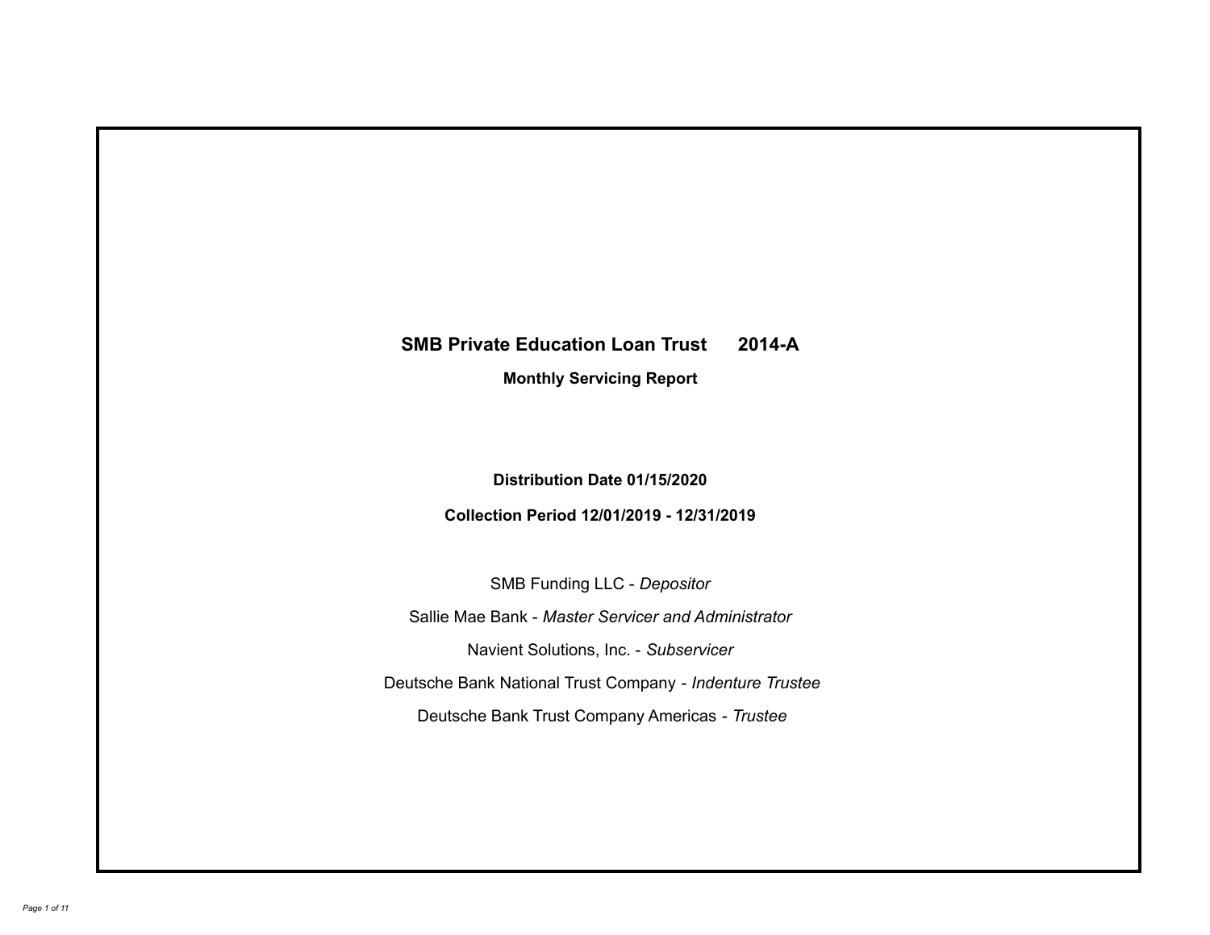# SMB Private Education Loan Trust 2014-A

## Monthly Servicing Report

**Distribution Date 01/15/2020**

**Collection Period 12/01/2019 - 12/31/2019**

SMB Funding LLC - *Depositor*

Sallie Mae Bank - *Master Servicer and Administrator*

Navient Solutions, Inc. - *Subservicer*

Deutsche Bank National Trust Company - *Indenture Trustee*

Deutsche Bank Trust Company Americas - *Trustee*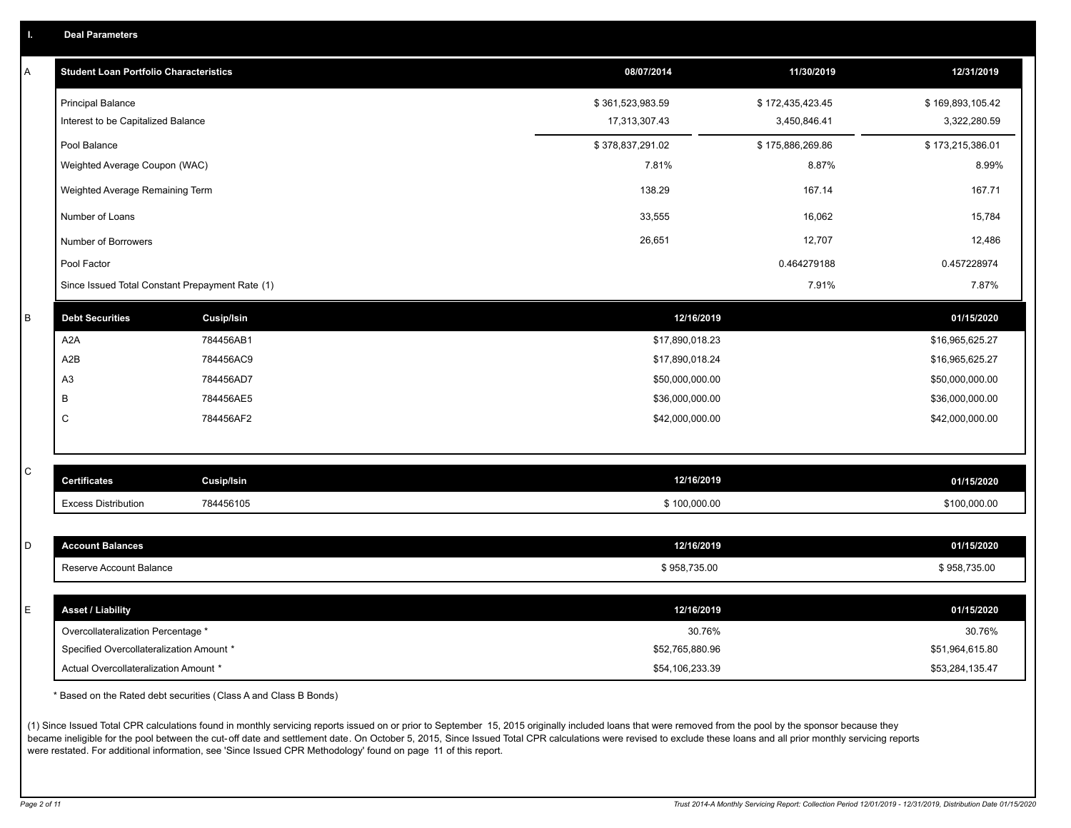## I. Deal Parameters

### A

| Student Loan Portfolio Characteristics | 08/07/2014 | 11/30/2019 | 12/31/2019 |
|---|---|---|---|
| Principal Balance | $ 361,523,983.59 | $ 172,435,423.45 | $ 169,893,105.42 |
| Interest to be Capitalized Balance | 17,313,307.43 | 3,450,846.41 | 3,322,280.59 |
| Pool Balance | $ 378,837,291.02 | $ 175,886,269.86 | $ 173,215,386.01 |
| Weighted Average Coupon (WAC) | 7.81% | 8.87% | 8.99% |
| Weighted Average Remaining Term | 138.29 | 167.14 | 167.71 |
| Number of Loans | 33,555 | 16,062 | 15,784 |
| Number of Borrowers | 26,651 | 12,707 | 12,486 |
| Pool Factor | | 0.464279188 | 0.457228974 |
| Since Issued Total Constant Prepayment Rate (1) | | 7.91% | 7.87% |

### B

| Debt Securities | Cusip/Isin | 12/16/2019 | 01/15/2020 |
|---|---|---|---|
| A2A | 784456AB1 | $17,890,018.23 | $16,965,625.27 |
| A2B | 784456AC9 | $17,890,018.24 | $16,965,625.27 |
| A3 | 784456AD7 | $50,000,000.00 | $50,000,000.00 |
| B | 784456AE5 | $36,000,000.00 | $36,000,000.00 |
| C | 784456AF2 | $42,000,000.00 | $42,000,000.00 |

### C

| Certificates | Cusip/Isin | 12/16/2019 | 01/15/2020 |
|---|---|---|---|
| Excess Distribution | 784456105 | $ 100,000.00 | $100,000.00 |

### D

| Account Balances | 12/16/2019 | 01/15/2020 |
|---|---|---|
| Reserve Account Balance | $ 958,735.00 | $ 958,735.00 |

### E

| Asset / Liability | 12/16/2019 | 01/15/2020 |
|---|---|---|
| Overcollateralization Percentage * | 30.76% | 30.76% |
| Specified Overcollateralization Amount * | $52,765,880.96 | $51,964,615.80 |
| Actual Overcollateralization Amount * | $54,106,233.39 | $53,284,135.47 |

* Based on the Rated debt securities (Class A and Class B Bonds)

(1) Since Issued Total CPR calculations found in monthly servicing reports issued on or prior to September 15, 2015 originally included loans that were removed from the pool by the sponsor because they became ineligible for the pool between the cut-off date and settlement date. On October 5, 2015, Since Issued Total CPR calculations were revised to exclude these loans and all prior monthly servicing reports were restated. For additional information, see 'Since Issued CPR Methodology' found on page 11 of this report.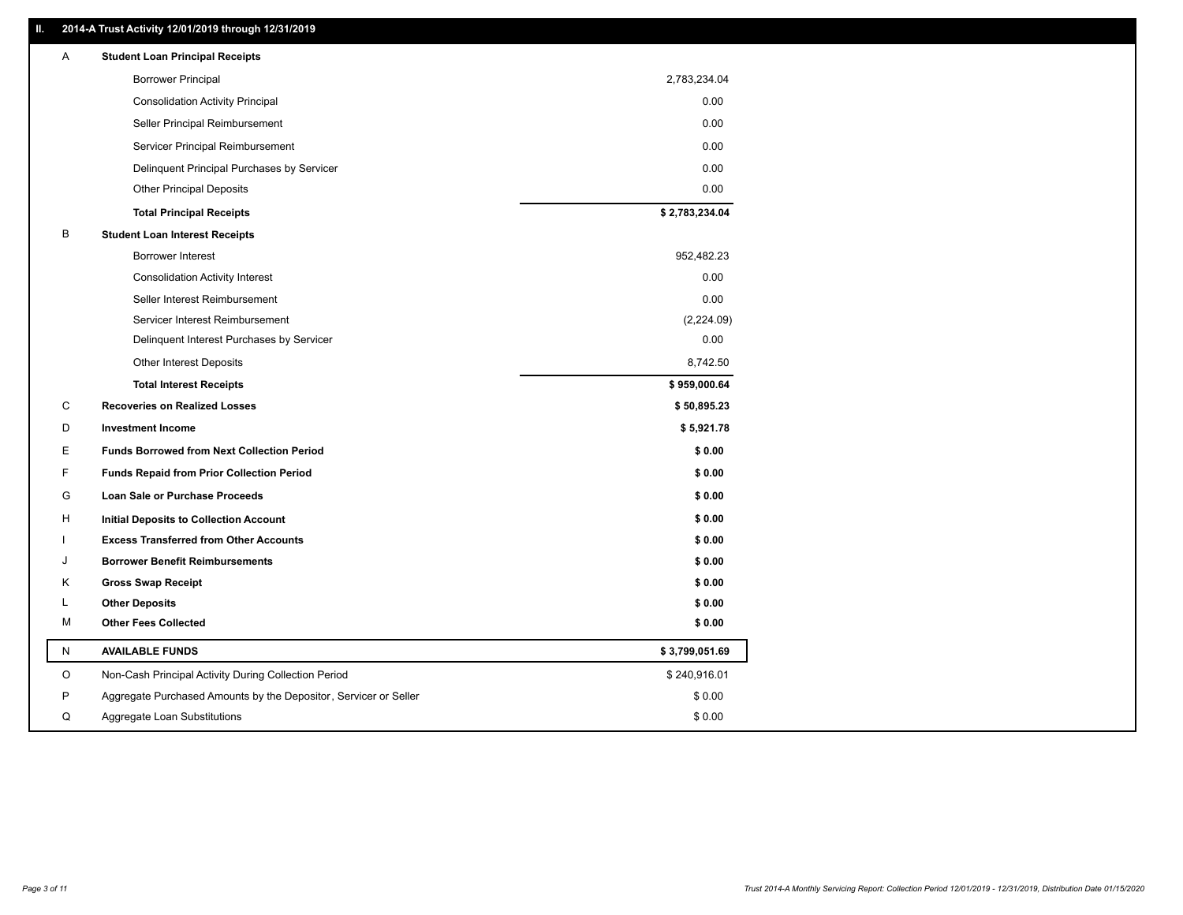## II. 2014-A Trust Activity 12/01/2019 through 12/31/2019

| | | |
|---|---|---|
| A | **Student Loan Principal Receipts** | |
| | Borrower Principal | 2,783,234.04 |
| | Consolidation Activity Principal | 0.00 |
| | Seller Principal Reimbursement | 0.00 |
| | Servicer Principal Reimbursement | 0.00 |
| | Delinquent Principal Purchases by Servicer | 0.00 |
| | Other Principal Deposits | 0.00 |
| | **Total Principal Receipts** | **$ 2,783,234.04** |
| B | **Student Loan Interest Receipts** | |
| | Borrower Interest | 952,482.23 |
| | Consolidation Activity Interest | 0.00 |
| | Seller Interest Reimbursement | 0.00 |
| | Servicer Interest Reimbursement | (2,224.09) |
| | Delinquent Interest Purchases by Servicer | 0.00 |
| | Other Interest Deposits | 8,742.50 |
| | **Total Interest Receipts** | **$ 959,000.64** |
| C | **Recoveries on Realized Losses** | **$ 50,895.23** |
| D | **Investment Income** | **$ 5,921.78** |
| E | **Funds Borrowed from Next Collection Period** | **$ 0.00** |
| F | **Funds Repaid from Prior Collection Period** | **$ 0.00** |
| G | **Loan Sale or Purchase Proceeds** | **$ 0.00** |
| H | **Initial Deposits to Collection Account** | **$ 0.00** |
| I | **Excess Transferred from Other Accounts** | **$ 0.00** |
| J | **Borrower Benefit Reimbursements** | **$ 0.00** |
| K | **Gross Swap Receipt** | **$ 0.00** |
| L | **Other Deposits** | **$ 0.00** |
| M | **Other Fees Collected** | **$ 0.00** |
| N | **AVAILABLE FUNDS** | **$ 3,799,051.69** |
| O | Non-Cash Principal Activity During Collection Period | $ 240,916.01 |
| P | Aggregate Purchased Amounts by the Depositor, Servicer or Seller | $ 0.00 |
| Q | Aggregate Loan Substitutions | $ 0.00 |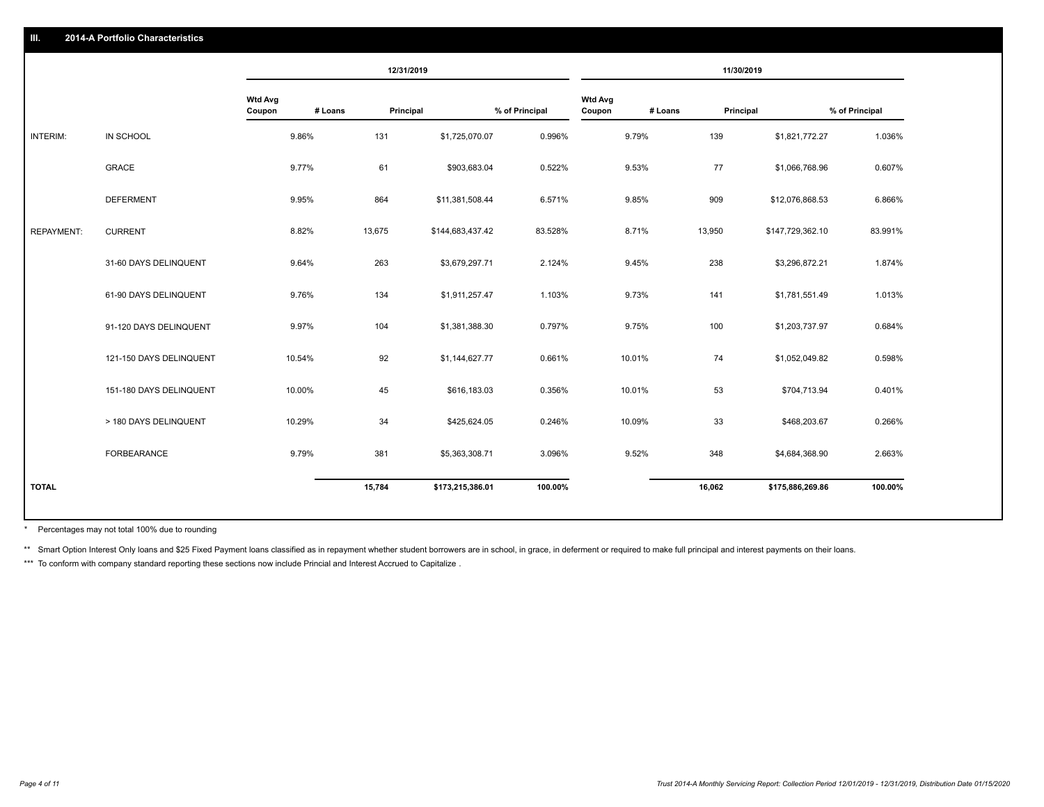## III. 2014-A Portfolio Characteristics

| | | 12/31/2019 | | | | 11/30/2019 | | | |
|---|---|---|---|---|---|---|---|---|---|
| | | Wtd Avg Coupon | # Loans | Principal | % of Principal | Wtd Avg Coupon | # Loans | Principal | % of Principal |
| INTERIM: | IN SCHOOL | 9.86% | 131 | $1,725,070.07 | 0.996% | 9.79% | 139 | $1,821,772.27 | 1.036% |
| | GRACE | 9.77% | 61 | $903,683.04 | 0.522% | 9.53% | 77 | $1,066,768.96 | 0.607% |
| | DEFERMENT | 9.95% | 864 | $11,381,508.44 | 6.571% | 9.85% | 909 | $12,076,868.53 | 6.866% |
| REPAYMENT: | CURRENT | 8.82% | 13,675 | $144,683,437.42 | 83.528% | 8.71% | 13,950 | $147,729,362.10 | 83.991% |
| | 31-60 DAYS DELINQUENT | 9.64% | 263 | $3,679,297.71 | 2.124% | 9.45% | 238 | $3,296,872.21 | 1.874% |
| | 61-90 DAYS DELINQUENT | 9.76% | 134 | $1,911,257.47 | 1.103% | 9.73% | 141 | $1,781,551.49 | 1.013% |
| | 91-120 DAYS DELINQUENT | 9.97% | 104 | $1,381,388.30 | 0.797% | 9.75% | 100 | $1,203,737.97 | 0.684% |
| | 121-150 DAYS DELINQUENT | 10.54% | 92 | $1,144,627.77 | 0.661% | 10.01% | 74 | $1,052,049.82 | 0.598% |
| | 151-180 DAYS DELINQUENT | 10.00% | 45 | $616,183.03 | 0.356% | 10.01% | 53 | $704,713.94 | 0.401% |
| | > 180 DAYS DELINQUENT | 10.29% | 34 | $425,624.05 | 0.246% | 10.09% | 33 | $468,203.67 | 0.266% |
| | FORBEARANCE | 9.79% | 381 | $5,363,308.71 | 3.096% | 9.52% | 348 | $4,684,368.90 | 2.663% |
| TOTAL | | | 15,784 | $173,215,386.01 | 100.00% | | 16,062 | $175,886,269.86 | 100.00% |

* Percentages may not total 100% due to rounding

** Smart Option Interest Only loans and $25 Fixed Payment loans classified as in repayment whether student borrowers are in school, in grace, in deferment or required to make full principal and interest payments on their loans.

*** To conform with company standard reporting these sections now include Princial and Interest Accrued to Capitalize .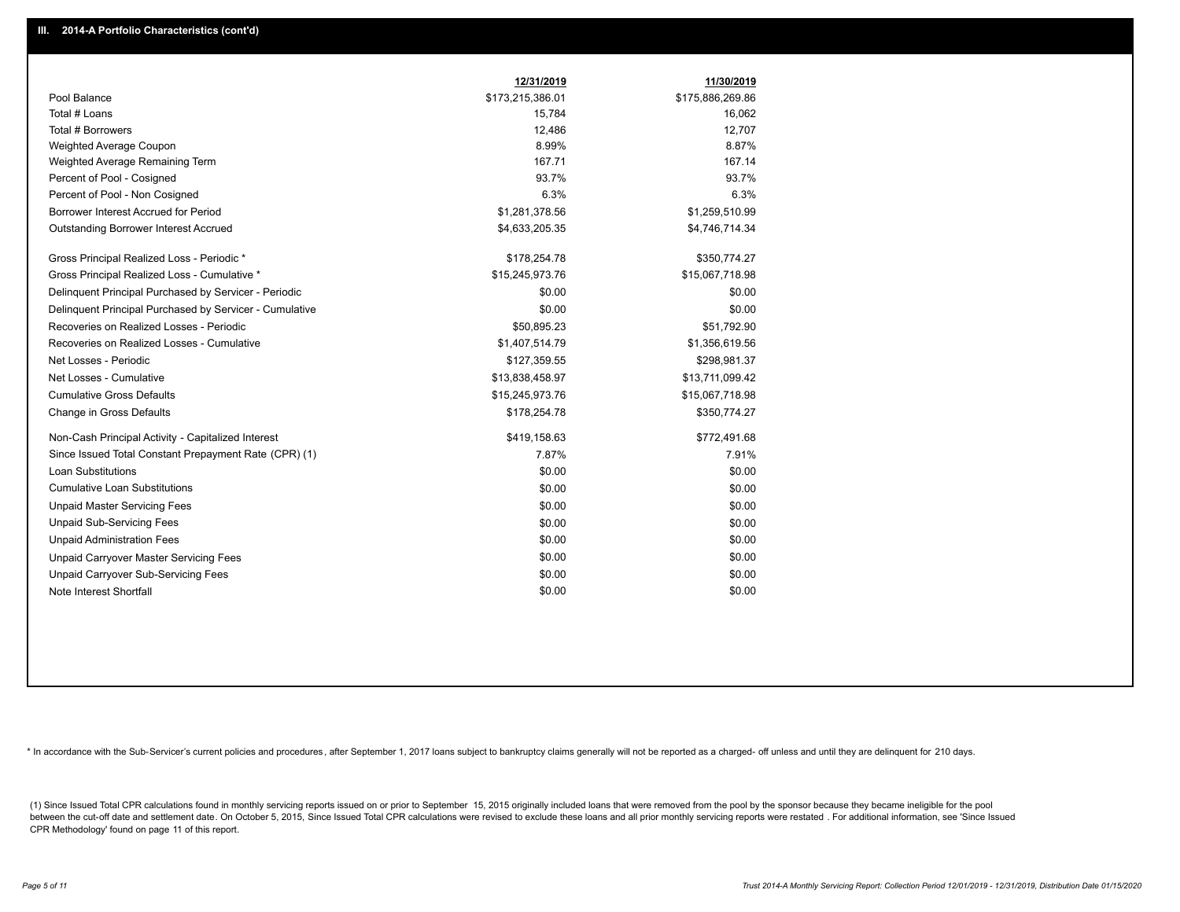## III. 2014-A Portfolio Characteristics (cont'd)

| | 12/31/2019 | 11/30/2019 |
|---|---|---|
| Pool Balance | $173,215,386.01 | $175,886,269.86 |
| Total # Loans | 15,784 | 16,062 |
| Total # Borrowers | 12,486 | 12,707 |
| Weighted Average Coupon | 8.99% | 8.87% |
| Weighted Average Remaining Term | 167.71 | 167.14 |
| Percent of Pool - Cosigned | 93.7% | 93.7% |
| Percent of Pool - Non Cosigned | 6.3% | 6.3% |
| Borrower Interest Accrued for Period | $1,281,378.56 | $1,259,510.99 |
| Outstanding Borrower Interest Accrued | $4,633,205.35 | $4,746,714.34 |
| Gross Principal Realized Loss - Periodic * | $178,254.78 | $350,774.27 |
| Gross Principal Realized Loss - Cumulative * | $15,245,973.76 | $15,067,718.98 |
| Delinquent Principal Purchased by Servicer - Periodic | $0.00 | $0.00 |
| Delinquent Principal Purchased by Servicer - Cumulative | $0.00 | $0.00 |
| Recoveries on Realized Losses - Periodic | $50,895.23 | $51,792.90 |
| Recoveries on Realized Losses - Cumulative | $1,407,514.79 | $1,356,619.56 |
| Net Losses - Periodic | $127,359.55 | $298,981.37 |
| Net Losses - Cumulative | $13,838,458.97 | $13,711,099.42 |
| Cumulative Gross Defaults | $15,245,973.76 | $15,067,718.98 |
| Change in Gross Defaults | $178,254.78 | $350,774.27 |
| Non-Cash Principal Activity - Capitalized Interest | $419,158.63 | $772,491.68 |
| Since Issued Total Constant Prepayment Rate (CPR) (1) | 7.87% | 7.91% |
| Loan Substitutions | $0.00 | $0.00 |
| Cumulative Loan Substitutions | $0.00 | $0.00 |
| Unpaid Master Servicing Fees | $0.00 | $0.00 |
| Unpaid Sub-Servicing Fees | $0.00 | $0.00 |
| Unpaid Administration Fees | $0.00 | $0.00 |
| Unpaid Carryover Master Servicing Fees | $0.00 | $0.00 |
| Unpaid Carryover Sub-Servicing Fees | $0.00 | $0.00 |
| Note Interest Shortfall | $0.00 | $0.00 |

* In accordance with the Sub-Servicer's current policies and procedures, after September 1, 2017 loans subject to bankruptcy claims generally will not be reported as a charged- off unless and until they are delinquent for 210 days.

(1) Since Issued Total CPR calculations found in monthly servicing reports issued on or prior to September 15, 2015 originally included loans that were removed from the pool by the sponsor because they became ineligible for the pool between the cut-off date and settlement date. On October 5, 2015, Since Issued Total CPR calculations were revised to exclude these loans and all prior monthly servicing reports were restated . For additional information, see 'Since Issued CPR Methodology' found on page 11 of this report.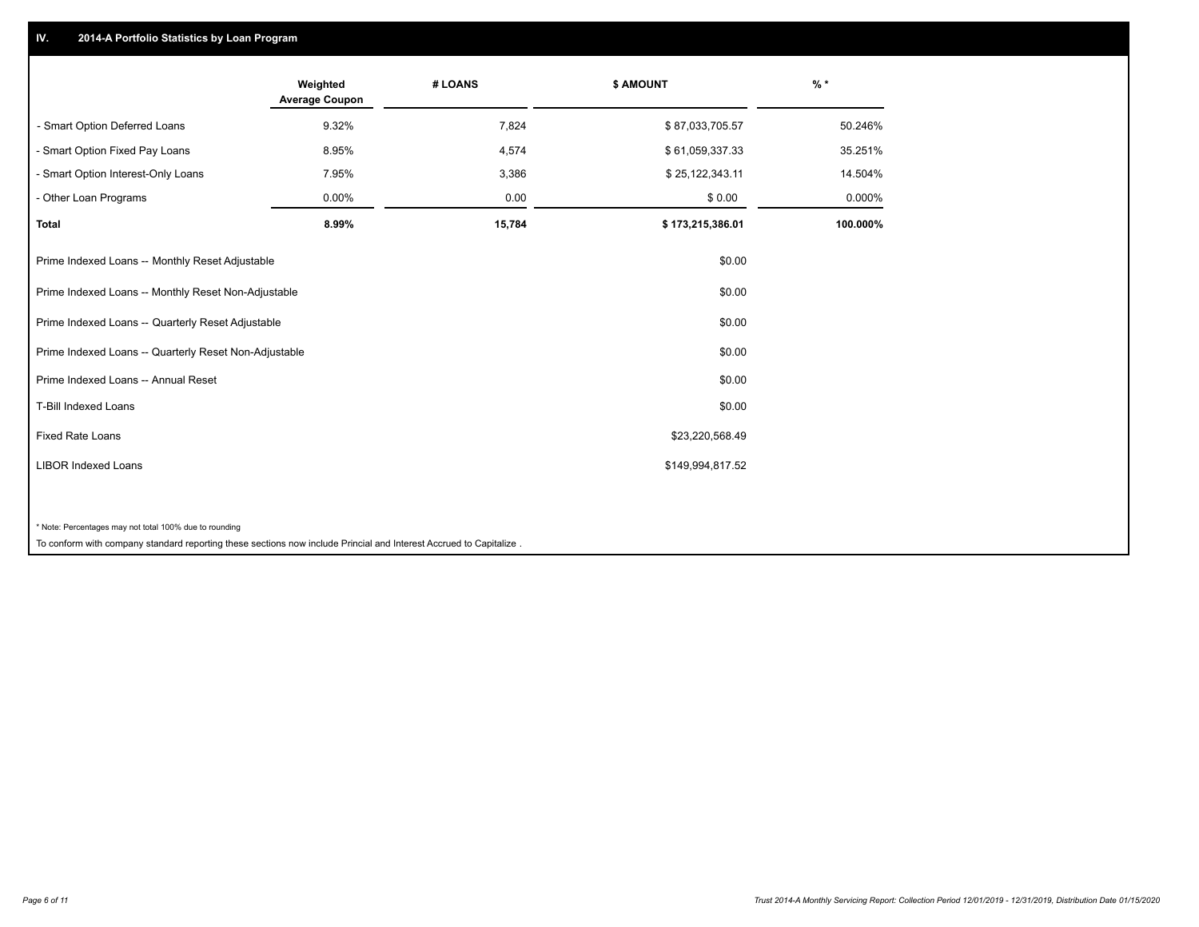## IV. 2014-A Portfolio Statistics by Loan Program

| | Weighted Average Coupon | # LOANS | $ AMOUNT | % * |
|---|---|---|---|---|
| - Smart Option Deferred Loans | 9.32% | 7,824 | $ 87,033,705.57 | 50.246% |
| - Smart Option Fixed Pay Loans | 8.95% | 4,574 | $ 61,059,337.33 | 35.251% |
| - Smart Option Interest-Only Loans | 7.95% | 3,386 | $ 25,122,343.11 | 14.504% |
| - Other Loan Programs | 0.00% | 0.00 | $ 0.00 | 0.000% |
| **Total** | **8.99%** | **15,784** | **$ 173,215,386.01** | **100.000%** |

| | |
|---|---|
| Prime Indexed Loans -- Monthly Reset Adjustable | $0.00 |
| Prime Indexed Loans -- Monthly Reset Non-Adjustable | $0.00 |
| Prime Indexed Loans -- Quarterly Reset Adjustable | $0.00 |
| Prime Indexed Loans -- Quarterly Reset Non-Adjustable | $0.00 |
| Prime Indexed Loans -- Annual Reset | $0.00 |
| T-Bill Indexed Loans | $0.00 |
| Fixed Rate Loans | $23,220,568.49 |
| LIBOR Indexed Loans | $149,994,817.52 |

* Note: Percentages may not total 100% due to rounding

To conform with company standard reporting these sections now include Princial and Interest Accrued to Capitalize .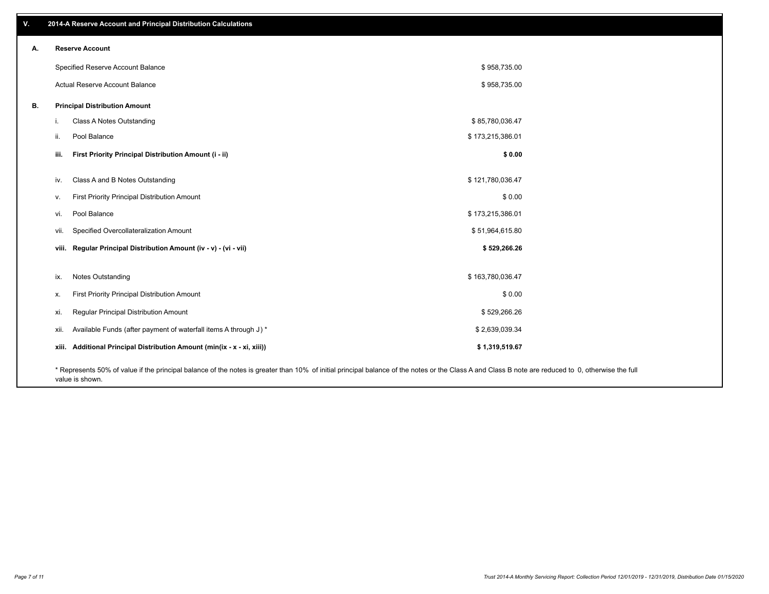## V. 2014-A Reserve Account and Principal Distribution Calculations

### A. Reserve Account

| | |
|---|---|
| Specified Reserve Account Balance | $ 958,735.00 |
| Actual Reserve Account Balance | $ 958,735.00 |

### B. Principal Distribution Amount

| | | |
|---|---|---|
| i. | Class A Notes Outstanding | $ 85,780,036.47 |
| ii. | Pool Balance | $ 173,215,386.01 |
| **iii.** | **First Priority Principal Distribution Amount (i - ii)** | **$ 0.00** |
| iv. | Class A and B Notes Outstanding | $ 121,780,036.47 |
| v. | First Priority Principal Distribution Amount | $ 0.00 |
| vi. | Pool Balance | $ 173,215,386.01 |
| vii. | Specified Overcollateralization Amount | $ 51,964,615.80 |
| **viii.** | **Regular Principal Distribution Amount (iv - v) - (vi - vii)** | **$ 529,266.26** |
| ix. | Notes Outstanding | $ 163,780,036.47 |
| x. | First Priority Principal Distribution Amount | $ 0.00 |
| xi. | Regular Principal Distribution Amount | $ 529,266.26 |
| xii. | Available Funds (after payment of waterfall items A through J) * | $ 2,639,039.34 |
| **xiii.** | **Additional Principal Distribution Amount (min(ix - x - xi, xiii))** | **$ 1,319,519.67** |

* Represents 50% of value if the principal balance of the notes is greater than 10% of initial principal balance of the notes or the Class A and Class B note are reduced to 0, otherwise the full value is shown.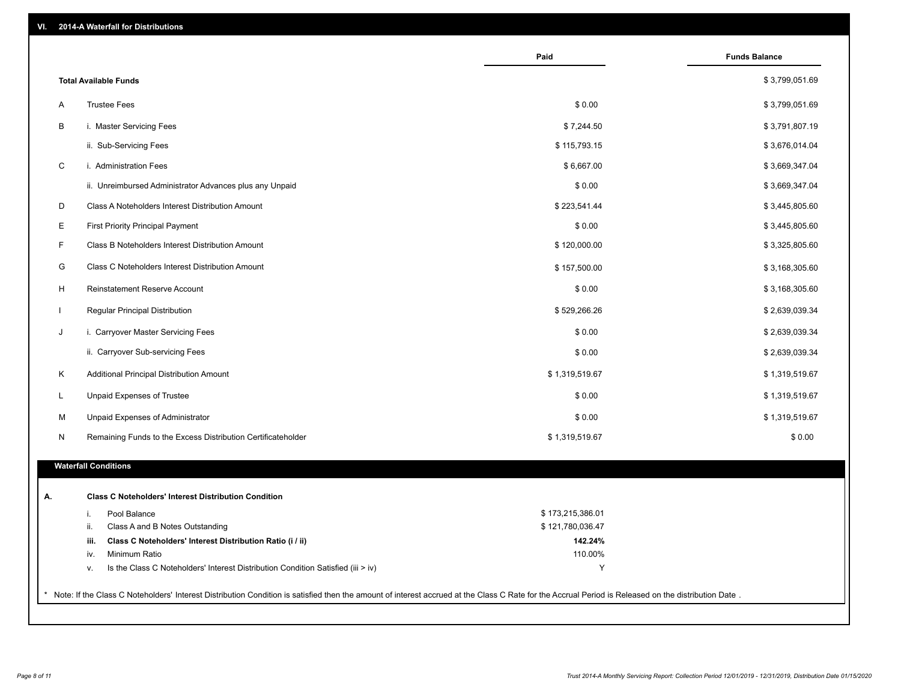## VI. 2014-A Waterfall for Distributions

| | | Paid | Funds Balance |
|---|---|---|---|
| | **Total Available Funds** | | $ 3,799,051.69 |
| A | Trustee Fees | $ 0.00 | $ 3,799,051.69 |
| B | i. Master Servicing Fees | $ 7,244.50 | $ 3,791,807.19 |
| | ii. Sub-Servicing Fees | $ 115,793.15 | $ 3,676,014.04 |
| C | i. Administration Fees | $ 6,667.00 | $ 3,669,347.04 |
| | ii. Unreimbursed Administrator Advances plus any Unpaid | $ 0.00 | $ 3,669,347.04 |
| D | Class A Noteholders Interest Distribution Amount | $ 223,541.44 | $ 3,445,805.60 |
| E | First Priority Principal Payment | $ 0.00 | $ 3,445,805.60 |
| F | Class B Noteholders Interest Distribution Amount | $ 120,000.00 | $ 3,325,805.60 |
| G | Class C Noteholders Interest Distribution Amount | $ 157,500.00 | $ 3,168,305.60 |
| H | Reinstatement Reserve Account | $ 0.00 | $ 3,168,305.60 |
| I | Regular Principal Distribution | $ 529,266.26 | $ 2,639,039.34 |
| J | i. Carryover Master Servicing Fees | $ 0.00 | $ 2,639,039.34 |
| | ii. Carryover Sub-servicing Fees | $ 0.00 | $ 2,639,039.34 |
| K | Additional Principal Distribution Amount | $ 1,319,519.67 | $ 1,319,519.67 |
| L | Unpaid Expenses of Trustee | $ 0.00 | $ 1,319,519.67 |
| M | Unpaid Expenses of Administrator | $ 0.00 | $ 1,319,519.67 |
| N | Remaining Funds to the Excess Distribution Certificateholder | $ 1,319,519.67 | $ 0.00 |

### Waterfall Conditions

**A. Class C Noteholders' Interest Distribution Condition**

| | | |
|---|---|---|
| i. | Pool Balance | $ 173,215,386.01 |
| ii. | Class A and B Notes Outstanding | $ 121,780,036.47 |
| **iii.** | **Class C Noteholders' Interest Distribution Ratio (i / ii)** | **142.24%** |
| iv. | Minimum Ratio | 110.00% |
| v. | Is the Class C Noteholders' Interest Distribution Condition Satisfied (iii > iv) | Y |

* Note: If the Class C Noteholders' Interest Distribution Condition is satisfied then the amount of interest accrued at the Class C Rate for the Accrual Period is Released on the distribution Date .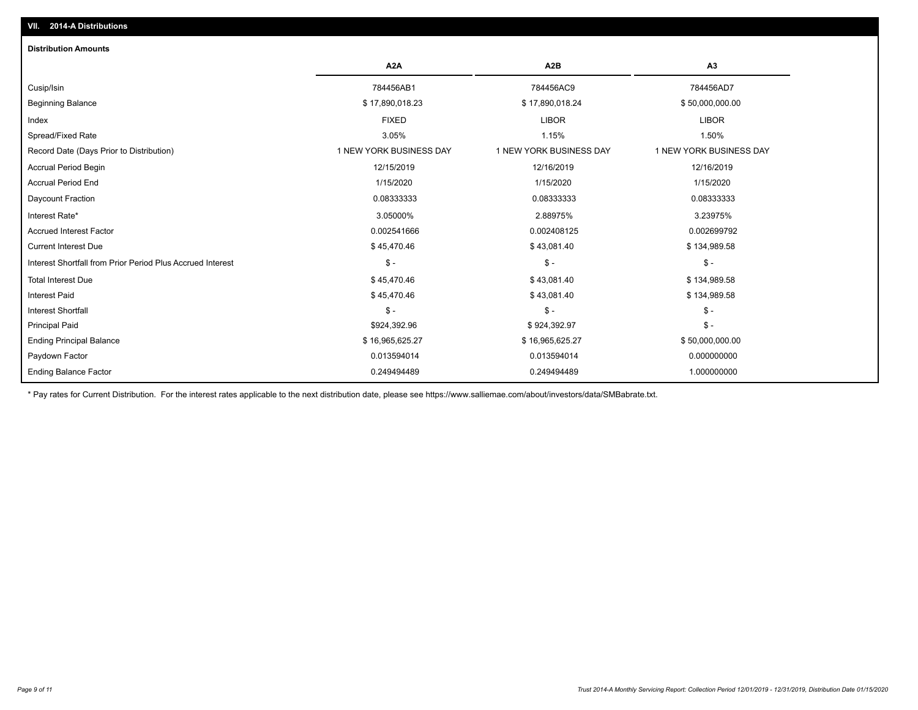## VII. 2014-A Distributions

### Distribution Amounts

| | A2A | A2B | A3 |
|---|---|---|---|
| Cusip/Isin | 784456AB1 | 784456AC9 | 784456AD7 |
| Beginning Balance | $ 17,890,018.23 | $ 17,890,018.24 | $ 50,000,000.00 |
| Index | FIXED | LIBOR | LIBOR |
| Spread/Fixed Rate | 3.05% | 1.15% | 1.50% |
| Record Date (Days Prior to Distribution) | 1 NEW YORK BUSINESS DAY | 1 NEW YORK BUSINESS DAY | 1 NEW YORK BUSINESS DAY |
| Accrual Period Begin | 12/15/2019 | 12/16/2019 | 12/16/2019 |
| Accrual Period End | 1/15/2020 | 1/15/2020 | 1/15/2020 |
| Daycount Fraction | 0.08333333 | 0.08333333 | 0.08333333 |
| Interest Rate* | 3.05000% | 2.88975% | 3.23975% |
| Accrued Interest Factor | 0.002541666 | 0.002408125 | 0.002699792 |
| Current Interest Due | $ 45,470.46 | $ 43,081.40 | $ 134,989.58 |
| Interest Shortfall from Prior Period Plus Accrued Interest | $ - | $ - | $ - |
| Total Interest Due | $ 45,470.46 | $ 43,081.40 | $ 134,989.58 |
| Interest Paid | $ 45,470.46 | $ 43,081.40 | $ 134,989.58 |
| Interest Shortfall | $ - | $ - | $ - |
| Principal Paid | $924,392.96 | $ 924,392.97 | $ - |
| Ending Principal Balance | $ 16,965,625.27 | $ 16,965,625.27 | $ 50,000,000.00 |
| Paydown Factor | 0.013594014 | 0.013594014 | 0.000000000 |
| Ending Balance Factor | 0.249494489 | 0.249494489 | 1.000000000 |

* Pay rates for Current Distribution. For the interest rates applicable to the next distribution date, please see https://www.salliemae.com/about/investors/data/SMBabrate.txt.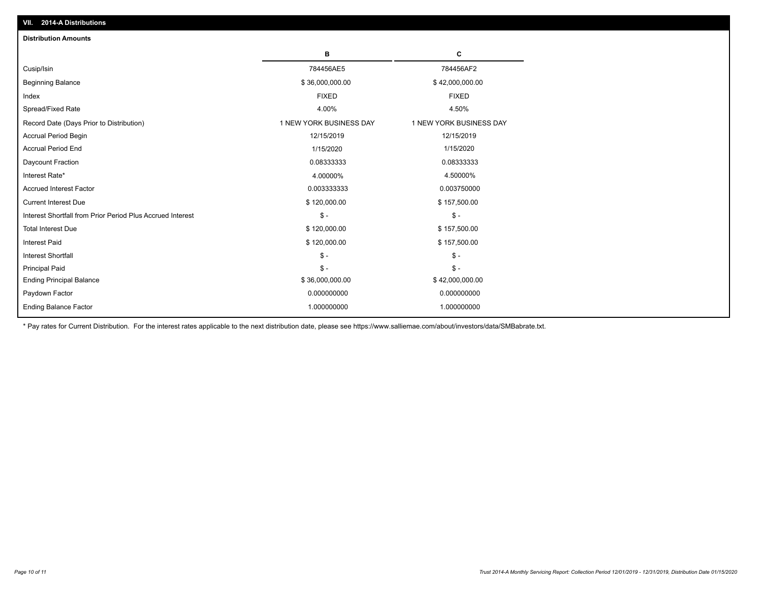## VII. 2014-A Distributions

### Distribution Amounts

| | B | C |
|---|---|---|
| Cusip/Isin | 784456AE5 | 784456AF2 |
| Beginning Balance | $ 36,000,000.00 | $ 42,000,000.00 |
| Index | FIXED | FIXED |
| Spread/Fixed Rate | 4.00% | 4.50% |
| Record Date (Days Prior to Distribution) | 1 NEW YORK BUSINESS DAY | 1 NEW YORK BUSINESS DAY |
| Accrual Period Begin | 12/15/2019 | 12/15/2019 |
| Accrual Period End | 1/15/2020 | 1/15/2020 |
| Daycount Fraction | 0.08333333 | 0.08333333 |
| Interest Rate* | 4.00000% | 4.50000% |
| Accrued Interest Factor | 0.003333333 | 0.003750000 |
| Current Interest Due | $ 120,000.00 | $ 157,500.00 |
| Interest Shortfall from Prior Period Plus Accrued Interest | $ - | $ - |
| Total Interest Due | $ 120,000.00 | $ 157,500.00 |
| Interest Paid | $ 120,000.00 | $ 157,500.00 |
| Interest Shortfall | $ - | $ - |
| Principal Paid | $ - | $ - |
| Ending Principal Balance | $ 36,000,000.00 | $ 42,000,000.00 |
| Paydown Factor | 0.000000000 | 0.000000000 |
| Ending Balance Factor | 1.000000000 | 1.000000000 |

* Pay rates for Current Distribution. For the interest rates applicable to the next distribution date, please see https://www.salliemae.com/about/investors/data/SMBabrate.txt.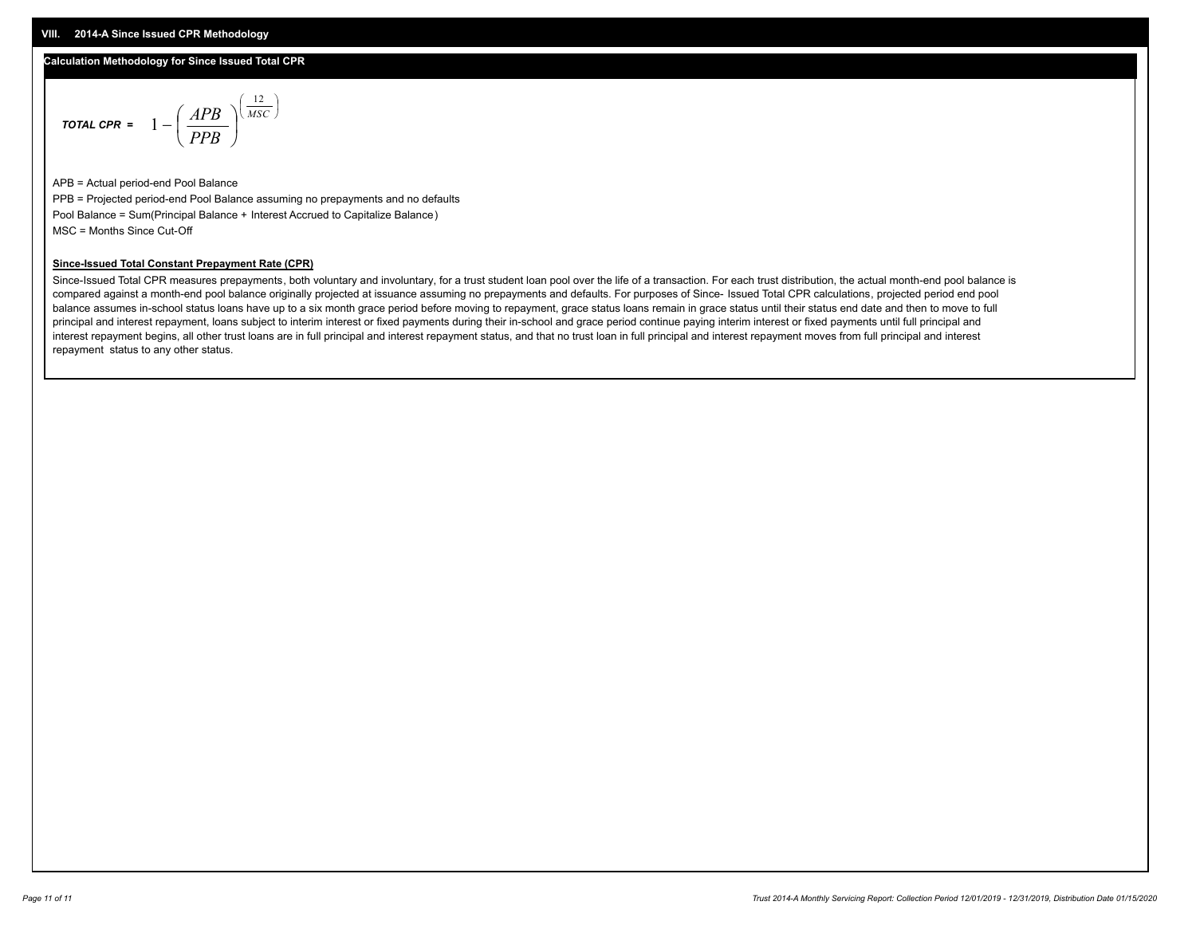## VIII. 2014-A Since Issued CPR Methodology

### Calculation Methodology for Since Issued Total CPR

***TOTAL CPR =*** $$1 - \left( \frac{APB}{PPB} \right)^{\left( \frac{12}{MSC} \right)}$$

APB = Actual period-end Pool Balance

PPB = Projected period-end Pool Balance assuming no prepayments and no defaults

Pool Balance = Sum(Principal Balance + Interest Accrued to Capitalize Balance)

MSC = Months Since Cut-Off

**Since-Issued Total Constant Prepayment Rate (CPR)**

Since-Issued Total CPR measures prepayments, both voluntary and involuntary, for a trust student loan pool over the life of a transaction. For each trust distribution, the actual month-end pool balance is compared against a month-end pool balance originally projected at issuance assuming no prepayments and defaults. For purposes of Since- Issued Total CPR calculations, projected period end pool balance assumes in-school status loans have up to a six month grace period before moving to repayment, grace status loans remain in grace status until their status end date and then to move to full principal and interest repayment, loans subject to interim interest or fixed payments during their in-school and grace period continue paying interim interest or fixed payments until full principal and interest repayment begins, all other trust loans are in full principal and interest repayment status, and that no trust loan in full principal and interest repayment moves from full principal and interest repayment status to any other status.